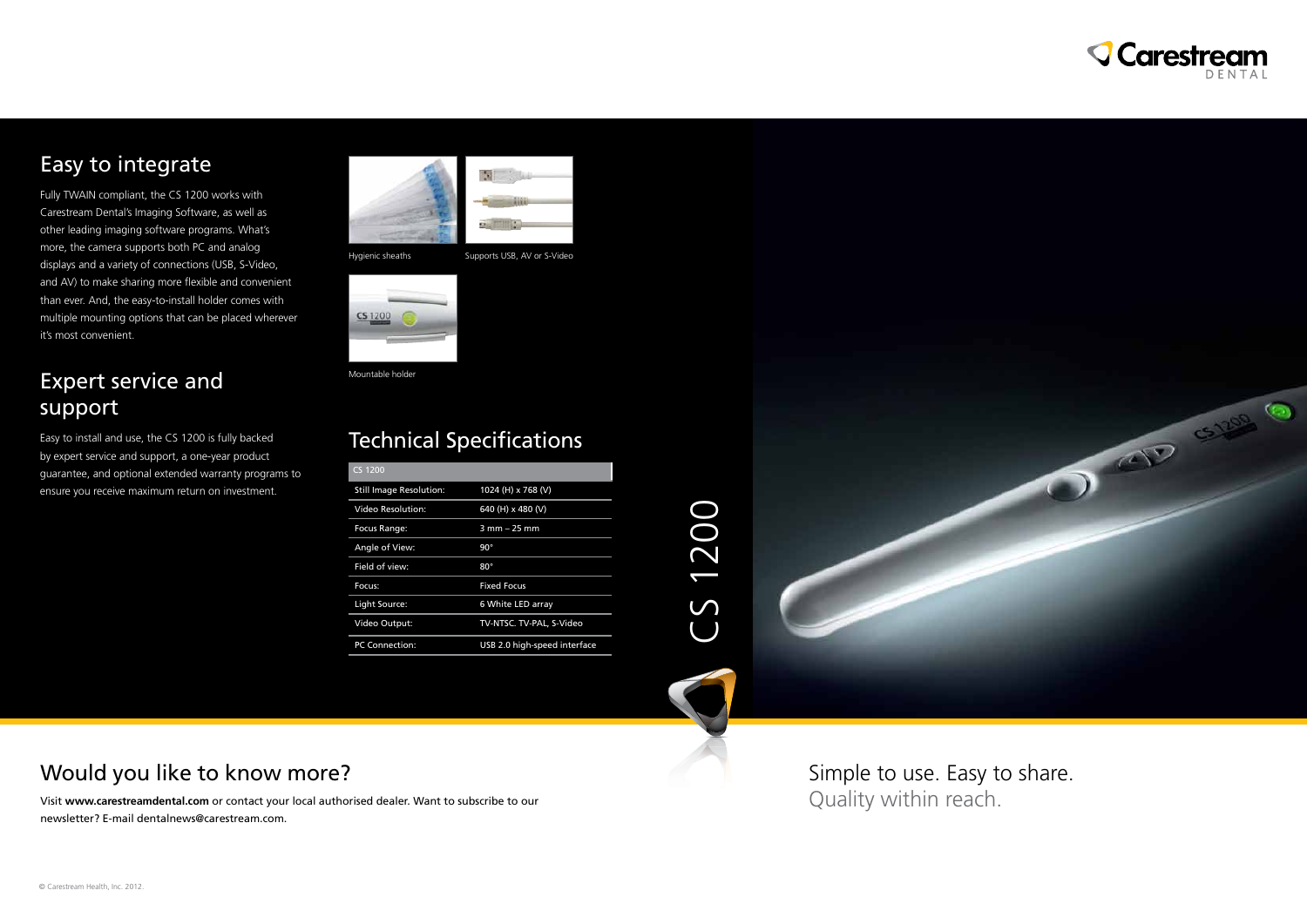Carestream DENTAL

## Easy to integrate

Fully TWAIN compliant, the CS 1200 works with Carestream Dental's Imaging Software, as well as other leading imaging software programs. What's more, the camera supports both PC and analog displays and a variety of connections (USB, S-Video, and AV) to make sharing more flexible and convenient than ever. And, the easy-to-install holder comes with multiple mounting options that can be placed wherever it's most convenient.

## Expert service and support

Easy to install and use, the CS 1200 is fully backed by expert service and support, a one-year product guarantee, and optional extended warranty programs to ensure you receive maximum return on investment.

Hygienic sheaths

Supports USB, AV or S-Video

Mountable holder

## Technical Specifications

| CS 1200 | |
|---|---|
| Still Image Resolution: | 1024 (H) x 768 (V) |
| Video Resolution: | 640 (H) x 480 (V) |
| Focus Range: | 3 mm – 25 mm |
| Angle of View: | 90° |
| Field of view: | 80° |
| Focus: | Fixed Focus |
| Light Source: | 6 White LED array |
| Video Output: | TV-NTSC. TV-PAL, S-Video |
| PC Connection: | USB 2.0 high-speed interface |

CS 1200

## Would you like to know more?

Visit **www.carestreamdental.com** or contact your local authorised dealer. Want to subscribe to our newsletter? E-mail dentalnews@carestream.com.

Simple to use. Easy to share.
Quality within reach.

© Carestream Health, Inc. 2012.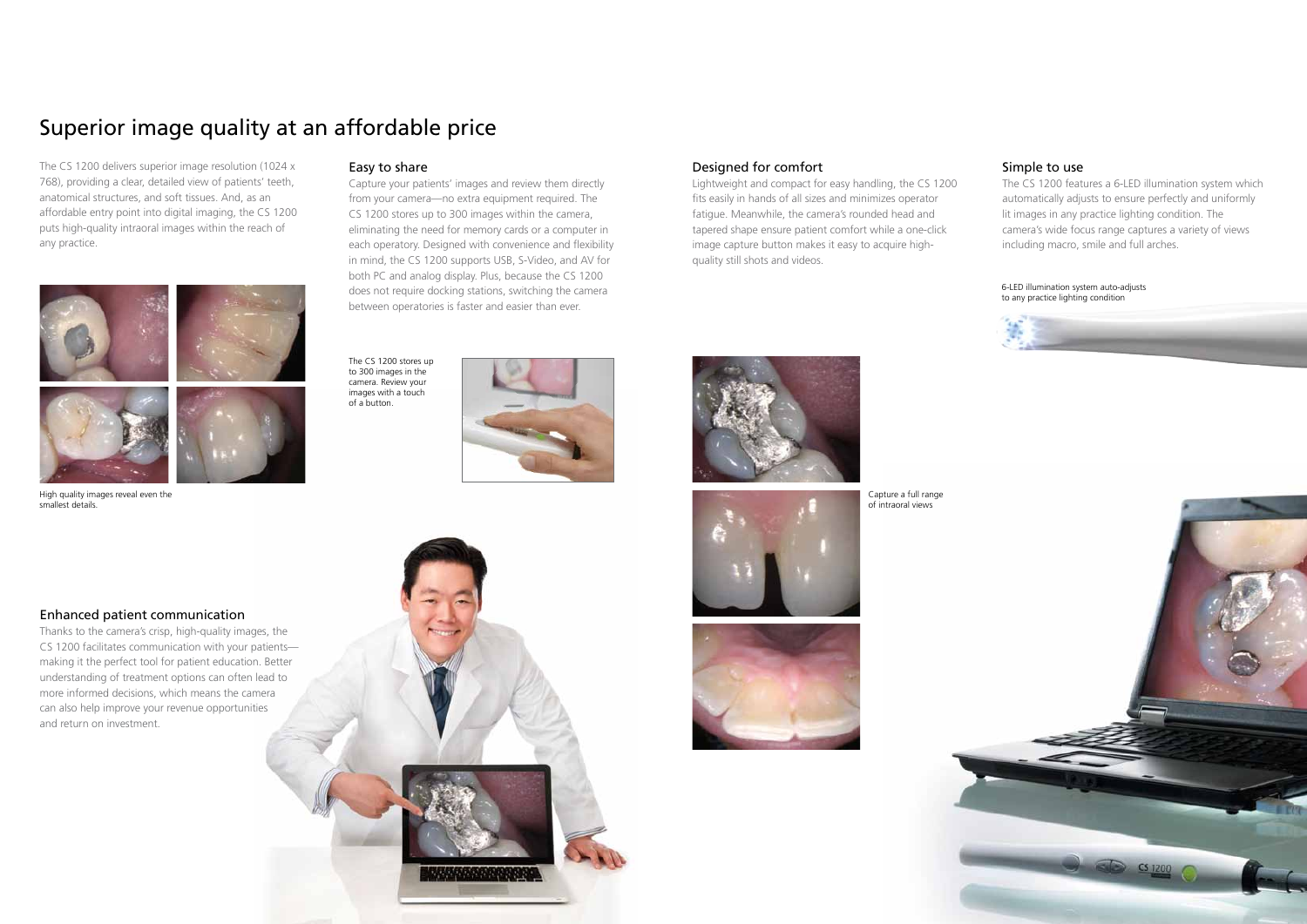# Superior image quality at an affordable price

The CS 1200 delivers superior image resolution (1024 x 768), providing a clear, detailed view of patients' teeth, anatomical structures, and soft tissues. And, as an affordable entry point into digital imaging, the CS 1200 puts high-quality intraoral images within the reach of any practice.

High quality images reveal even the smallest details.

## Enhanced patient communication

Thanks to the camera's crisp, high-quality images, the CS 1200 facilitates communication with your patients—making it the perfect tool for patient education. Better understanding of treatment options can often lead to more informed decisions, which means the camera can also help improve your revenue opportunities and return on investment.

## Easy to share

Capture your patients' images and review them directly from your camera—no extra equipment required. The CS 1200 stores up to 300 images within the camera, eliminating the need for memory cards or a computer in each operatory. Designed with convenience and flexibility in mind, the CS 1200 supports USB, S-Video, and AV for both PC and analog display. Plus, because the CS 1200 does not require docking stations, switching the camera between operatories is faster and easier than ever.

The CS 1200 stores up to 300 images in the camera. Review your images with a touch of a button.

## Designed for comfort

Lightweight and compact for easy handling, the CS 1200 fits easily in hands of all sizes and minimizes operator fatigue. Meanwhile, the camera's rounded head and tapered shape ensure patient comfort while a one-click image capture button makes it easy to acquire high-quality still shots and videos.

Capture a full range of intraoral views

## Simple to use

The CS 1200 features a 6-LED illumination system which automatically adjusts to ensure perfectly and uniformly lit images in any practice lighting condition. The camera's wide focus range captures a variety of views including macro, smile and full arches.

6-LED illumination system auto-adjusts to any practice lighting condition